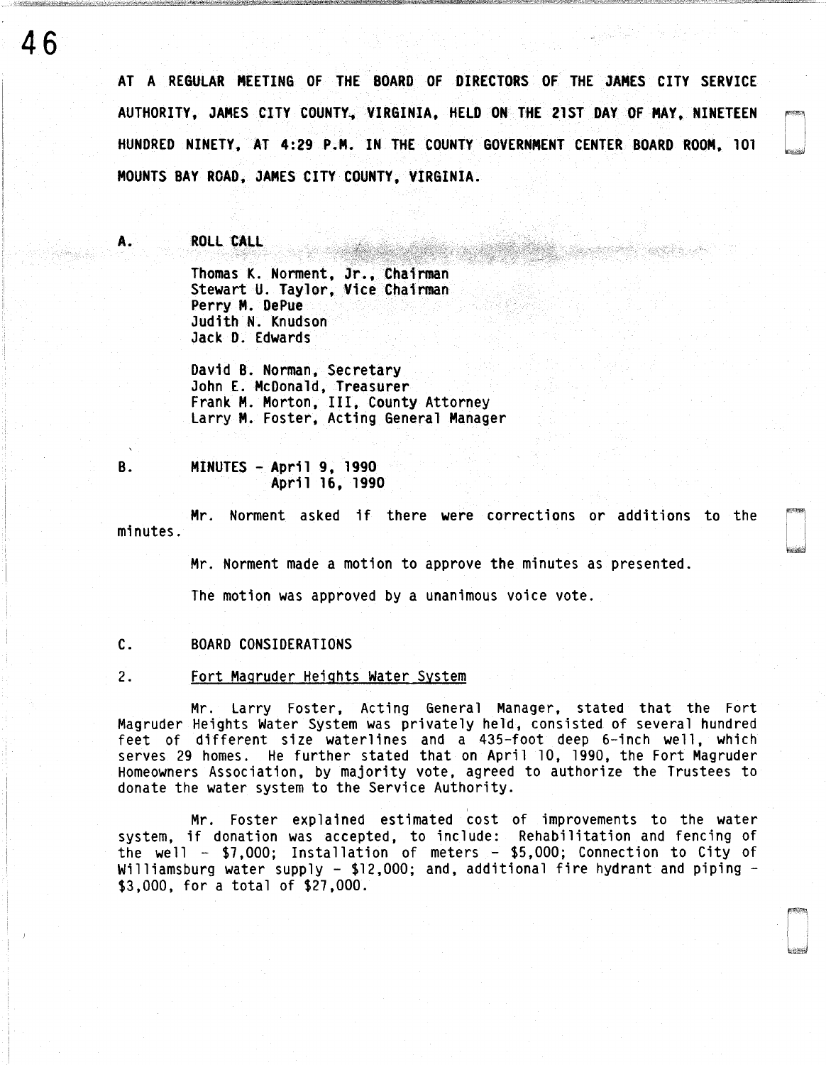**AT A REGULAR MEETING OF THE BOARD OF DIRECTORS OF THE JAMES CITY SERVICE AUTHORITY, JAMES CITY COUNTY, VIRGINIA, HELD ON THE 21ST DAY OF MAY, NINETEEN HUNDRED NINETY, AT 4:29 P.M. IN THE COUNTY GOVERNMENT CENTER BOARD ROOM, 101 MOUNTS BAY ROAD, JAMES CITY COUNTY, VIRGINIA.**

**A. ROLL CALL**

Thomas K. Norment, Jr., Chairman
Stewart U. Taylor, Vice Chairman
Perry M. DePue
Judith N. Knudson
Jack D. Edwards

David B. Norman, Secretary
John E. McDonald, Treasurer
Frank M. Morton, III, County Attorney
Larry M. Foster, Acting General Manager

**B. MINUTES - April 9, 1990**
**April 16, 1990**

Mr. Norment asked if there were corrections or additions to the minutes.

Mr. Norment made a motion to approve the minutes as presented.

The motion was approved by a unanimous voice vote.

C. BOARD CONSIDERATIONS

2. Fort Magruder Heights Water System

Mr. Larry Foster, Acting General Manager, stated that the Fort Magruder Heights Water System was privately held, consisted of several hundred feet of different size waterlines and a 435-foot deep 6-inch well, which serves 29 homes. He further stated that on April 10, 1990, the Fort Magruder Homeowners Association, by majority vote, agreed to authorize the Trustees to donate the water system to the Service Authority.

Mr. Foster explained estimated cost of improvements to the water system, if donation was accepted, to include: Rehabilitation and fencing of the well - $7,000; Installation of meters - $5,000; Connection to City of Williamsburg water supply - $12,000; and, additional fire hydrant and piping - $3,000, for a total of $27,000.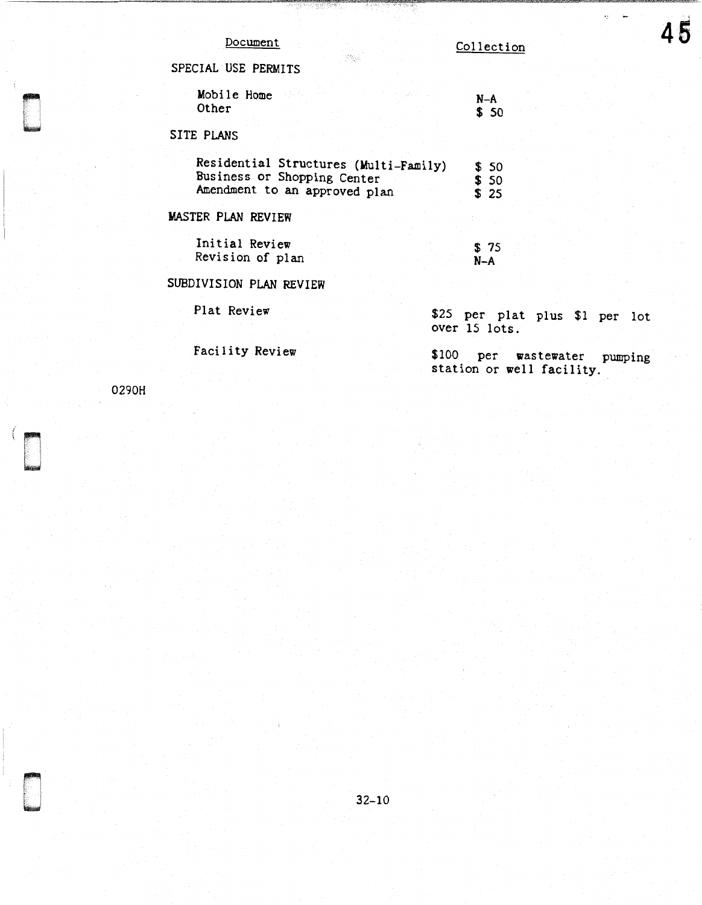| Document | Collection |
| --- | --- |
| SPECIAL USE PERMITS | |
| Mobile Home | N-A |
| Other | $ 50 |
| SITE PLANS | |
| Residential Structures (Multi-Family) | $ 50 |
| Business or Shopping Center | $ 50 |
| Amendment to an approved plan | $ 25 |
| MASTER PLAN REVIEW | |
| Initial Review | $ 75 |
| Revision of plan | N-A |
| SUBDIVISION PLAN REVIEW | |
| Plat Review | $25 per plat plus $1 per lot over 15 lots. |
| Facility Review | $100 per wastewater pumping station or well facility. |

0290H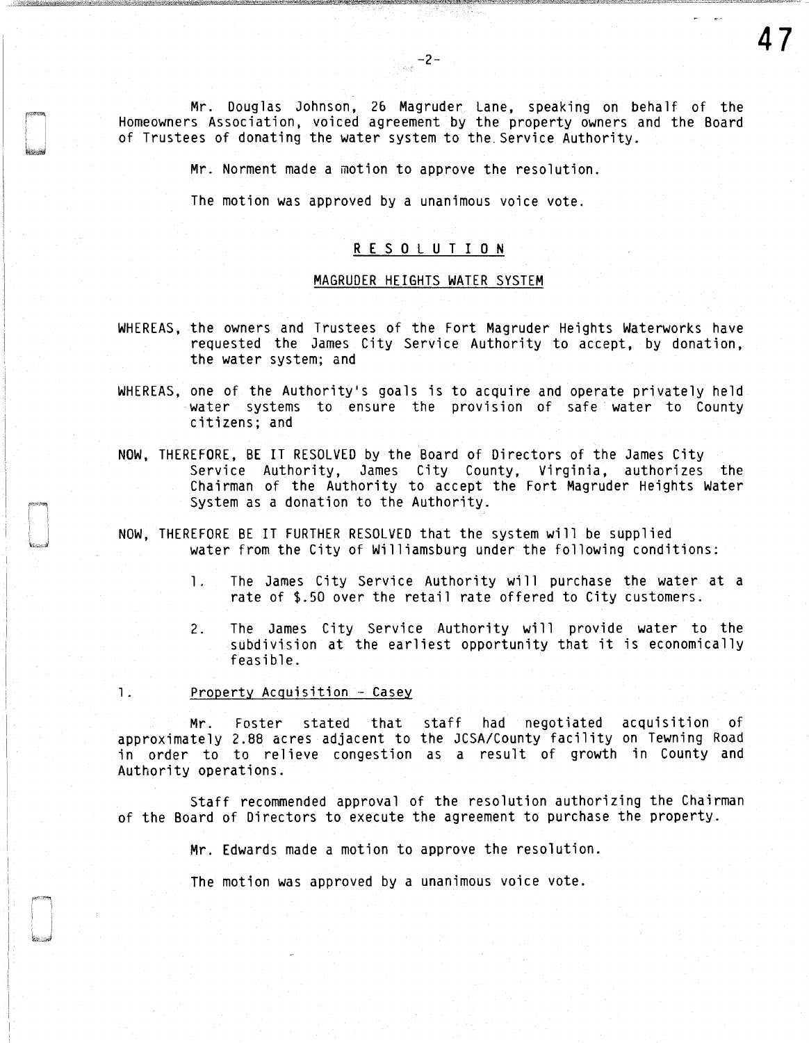Mr. Douglas Johnson, 26 Magruder Lane, speaking on behalf of the Homeowners Association, voiced agreement by the property owners and the Board of Trustees of donating the water system to the Service Authority.

Mr. Norment made a motion to approve the resolution.

The motion was approved by a unanimous voice vote.

## R E S O L U T I O N

### MAGRUDER HEIGHTS WATER SYSTEM

WHEREAS, the owners and Trustees of the Fort Magruder Heights Waterworks have requested the James City Service Authority to accept, by donation, the water system; and

WHEREAS, one of the Authority's goals is to acquire and operate privately held water systems to ensure the provision of safe water to County citizens; and

NOW, THEREFORE, BE IT RESOLVED by the Board of Directors of the James City Service Authority, James City County, Virginia, authorizes the Chairman of the Authority to accept the Fort Magruder Heights Water System as a donation to the Authority.

NOW, THEREFORE BE IT FURTHER RESOLVED that the system will be supplied water from the City of Williamsburg under the following conditions:

1. The James City Service Authority will purchase the water at a rate of $.50 over the retail rate offered to City customers.

2. The James City Service Authority will provide water to the subdivision at the earliest opportunity that it is economically feasible.

1. Property Acquisition - Casey

Mr. Foster stated that staff had negotiated acquisition of approximately 2.88 acres adjacent to the JCSA/County facility on Tewning Road in order to to relieve congestion as a result of growth in County and Authority operations.

Staff recommended approval of the resolution authorizing the Chairman of the Board of Directors to execute the agreement to purchase the property.

Mr. Edwards made a motion to approve the resolution.

The motion was approved by a unanimous voice vote.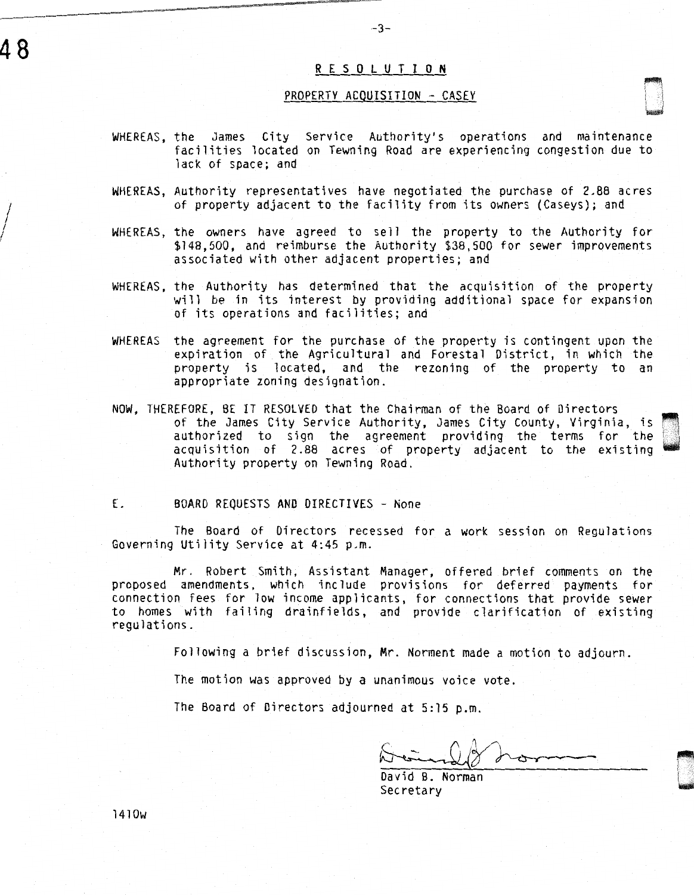## R E S O L U T I O N

### PROPERTY ACQUISITION - CASEY

WHEREAS, the James City Service Authority's operations and maintenance facilities located on Tewning Road are experiencing congestion due to lack of space; and

WHEREAS, Authority representatives have negotiated the purchase of 2.88 acres of property adjacent to the facility from its owners (Caseys); and

WHEREAS, the owners have agreed to sell the property to the Authority for $148,500, and reimburse the Authority $38,500 for sewer improvements associated with other adjacent properties; and

WHEREAS, the Authority has determined that the acquisition of the property will be in its interest by providing additional space for expansion of its operations and facilities; and

WHEREAS the agreement for the purchase of the property is contingent upon the expiration of the Agricultural and Forestal District, in which the property is located, and the rezoning of the property to an appropriate zoning designation.

NOW, THEREFORE, BE IT RESOLVED that the Chairman of the Board of Directors of the James City Service Authority, James City County, Virginia, is authorized to sign the agreement providing the terms for the acquisition of 2.88 acres of property adjacent to the existing Authority property on Tewning Road.

E. BOARD REQUESTS AND DIRECTIVES - None

The Board of Directors recessed for a work session on Regulations Governing Utility Service at 4:45 p.m.

Mr. Robert Smith, Assistant Manager, offered brief comments on the proposed amendments, which include provisions for deferred payments for connection fees for low income applicants, for connections that provide sewer to homes with failing drainfields, and provide clarification of existing regulations.

Following a brief discussion, Mr. Norment made a motion to adjourn.

The motion was approved by a unanimous voice vote.

The Board of Directors adjourned at 5:15 p.m.

David B. Norman
Secretary

1410w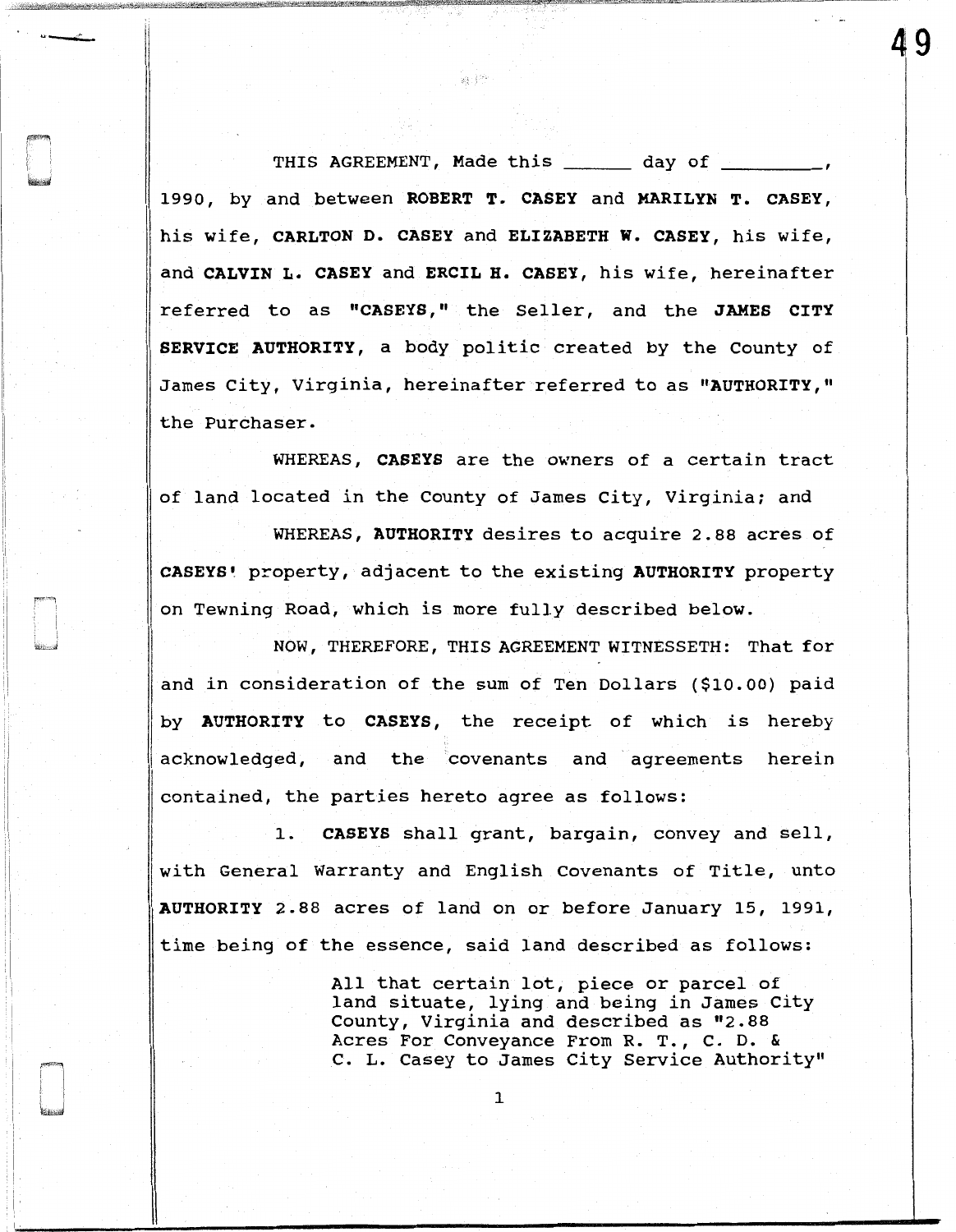THIS AGREEMENT, Made this ______ day of _________, 1990, by and between **ROBERT T. CASEY** and **MARILYN T. CASEY**, his wife, **CARLTON D. CASEY** and **ELIZABETH W. CASEY**, his wife, and **CALVIN L. CASEY** and **ERCIL H. CASEY**, his wife, hereinafter referred to as **"CASEYS,"** the Seller, and the **JAMES CITY SERVICE AUTHORITY**, a body politic created by the County of James City, Virginia, hereinafter referred to as **"AUTHORITY,"** the Purchaser.

WHEREAS, **CASEYS** are the owners of a certain tract of land located in the County of James City, Virginia; and

WHEREAS, **AUTHORITY** desires to acquire 2.88 acres of **CASEYS'** property, adjacent to the existing **AUTHORITY** property on Tewning Road, which is more fully described below.

NOW, THEREFORE, THIS AGREEMENT WITNESSETH: That for and in consideration of the sum of Ten Dollars ($10.00) paid by **AUTHORITY** to **CASEYS**, the receipt of which is hereby acknowledged, and the covenants and agreements herein contained, the parties hereto agree as follows:

1. **CASEYS** shall grant, bargain, convey and sell, with General Warranty and English Covenants of Title, unto **AUTHORITY** 2.88 acres of land on or before January 15, 1991, time being of the essence, said land described as follows:

> All that certain lot, piece or parcel of land situate, lying and being in James City County, Virginia and described as "2.88 Acres For Conveyance From R. T., C. D. & C. L. Casey to James City Service Authority"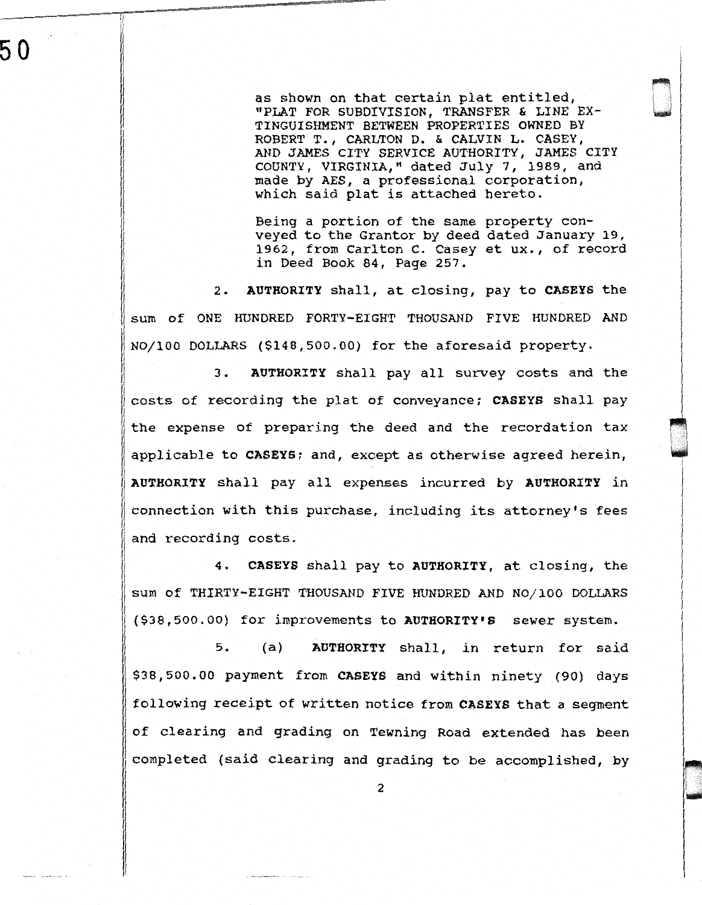as shown on that certain plat entitled, "PLAT FOR SUBDIVISION, TRANSFER & LINE EXTINGUISHMENT BETWEEN PROPERTIES OWNED BY ROBERT T., CARLTON D. & CALVIN L. CASEY, AND JAMES CITY SERVICE AUTHORITY, JAMES CITY COUNTY, VIRGINIA," dated July 7, 1989, and made by AES, a professional corporation, which said plat is attached hereto.

Being a portion of the same property conveyed to the Grantor by deed dated January 19, 1962, from Carlton C. Casey et ux., of record in Deed Book 84, Page 257.

2. **AUTHORITY** shall, at closing, pay to **CASEYS** the sum of ONE HUNDRED FORTY-EIGHT THOUSAND FIVE HUNDRED AND NO/100 DOLLARS ($148,500.00) for the aforesaid property.

3. **AUTHORITY** shall pay all survey costs and the costs of recording the plat of conveyance; **CASEYS** shall pay the expense of preparing the deed and the recordation tax applicable to **CASEYS**; and, except as otherwise agreed herein, **AUTHORITY** shall pay all expenses incurred by **AUTHORITY** in connection with this purchase, including its attorney's fees and recording costs.

4. **CASEYS** shall pay to **AUTHORITY**, at closing, the sum of THIRTY-EIGHT THOUSAND FIVE HUNDRED AND NO/100 DOLLARS ($38,500.00) for improvements to **AUTHORITY'S** sewer system.

5. (a) **AUTHORITY** shall, in return for said $38,500.00 payment from **CASEYS** and within ninety (90) days following receipt of written notice from **CASEYS** that a segment of clearing and grading on Tewning Road extended has been completed (said clearing and grading to be accomplished, by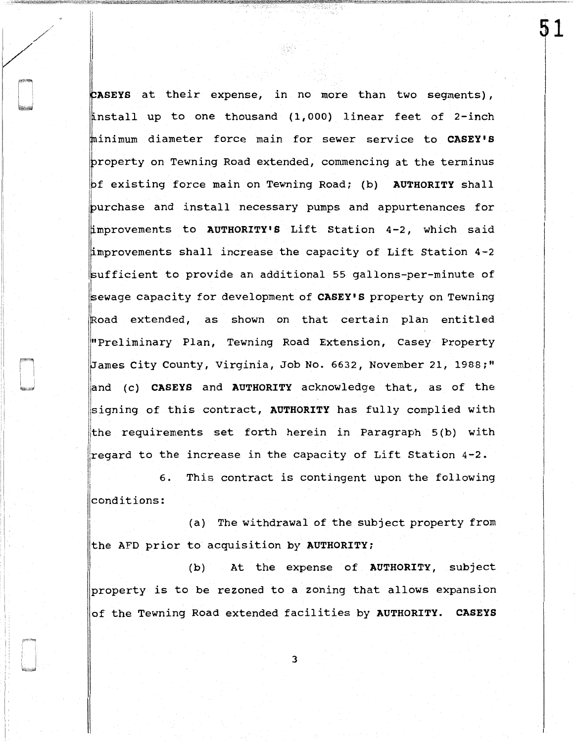**CASEYS** at their expense, in no more than two segments), install up to one thousand (1,000) linear feet of 2-inch minimum diameter force main for sewer service to **CASEY'S** property on Tewning Road extended, commencing at the terminus of existing force main on Tewning Road; (b) **AUTHORITY** shall purchase and install necessary pumps and appurtenances for improvements to **AUTHORITY'S** Lift Station 4-2, which said improvements shall increase the capacity of Lift Station 4-2 sufficient to provide an additional 55 gallons-per-minute of sewage capacity for development of **CASEY'S** property on Tewning Road extended, as shown on that certain plan entitled "Preliminary Plan, Tewning Road Extension, Casey Property James City County, Virginia, Job No. 6632, November 21, 1988;" and (c) **CASEYS** and **AUTHORITY** acknowledge that, as of the signing of this contract, **AUTHORITY** has fully complied with the requirements set forth herein in Paragraph 5(b) with regard to the increase in the capacity of Lift Station 4-2.

6. This contract is contingent upon the following conditions:

(a) The withdrawal of the subject property from the AFD prior to acquisition by **AUTHORITY**;

(b) At the expense of **AUTHORITY**, subject property is to be rezoned to a zoning that allows expansion of the Tewning Road extended facilities by **AUTHORITY**. **CASEYS**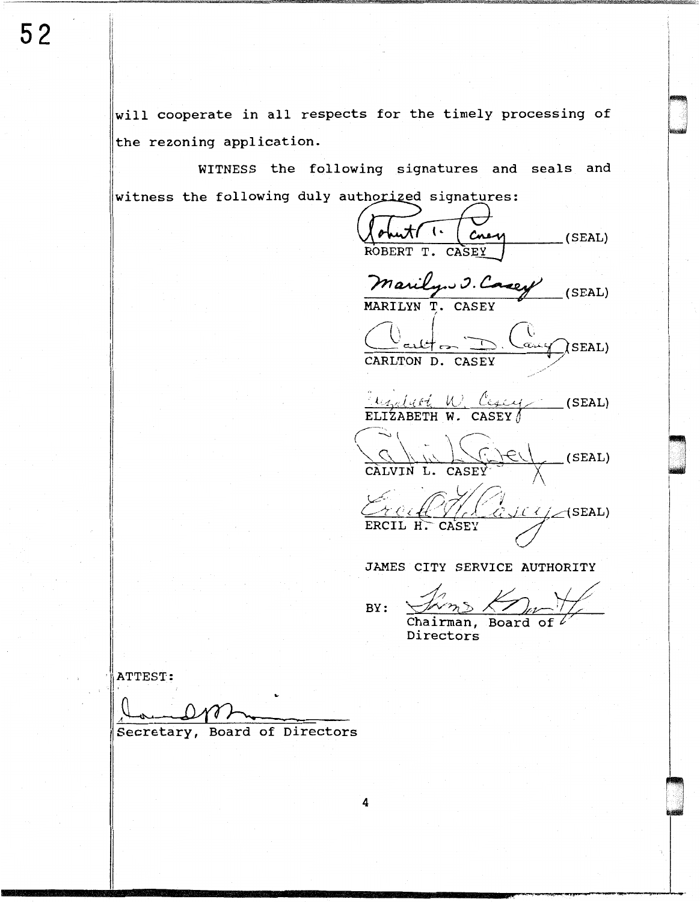will cooperate in all respects for the timely processing of the rezoning application.

WITNESS the following signatures and seals and witness the following duly authorized signatures:

_______________ (SEAL)
ROBERT T. CASEY

_______________ (SEAL)
MARILYN T. CASEY

_______________ (SEAL)
CARLTON D. CASEY

_______________ (SEAL)
ELIZABETH W. CASEY

_______________ (SEAL)
CALVIN L. CASEY

_______________ (SEAL)
ERCIL H. CASEY

JAMES CITY SERVICE AUTHORITY

BY: _______________
Chairman, Board of Directors

ATTEST:

_______________
Secretary, Board of Directors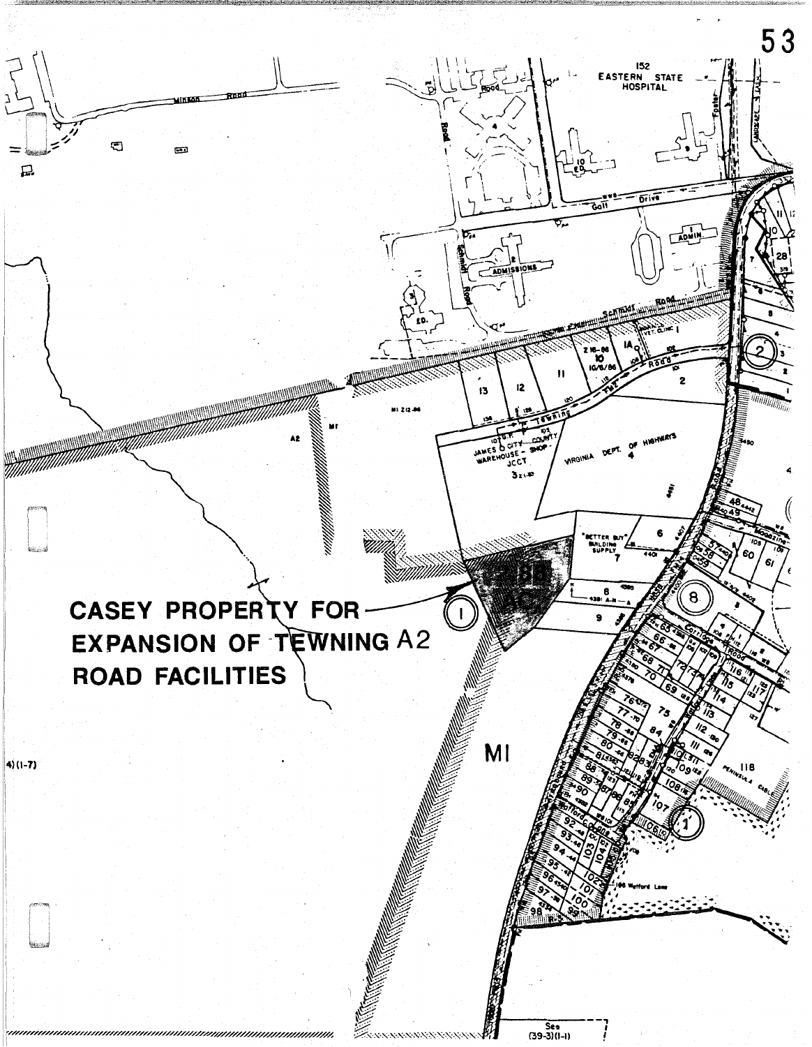CASEY PROPERTY FOR EXPANSION OF TEWNING ROAD FACILITIES

152
EASTERN STATE HOSPITAL

Minson Road

Golf Drive

ADMISSIONS

ADMIN

Schmidt Road

Tewning Road

JAMES CITY COUNTY WAREHOUSE - SHOP - JCCT

VIRGINIA DEPT. OF HIGHWAYS

"BETTER BUY" BUILDING SUPPLY

Carriage Road

Magazine

PENINSULA CABLE

Watford Lane

A2

M1

See (39-3)(1-1)